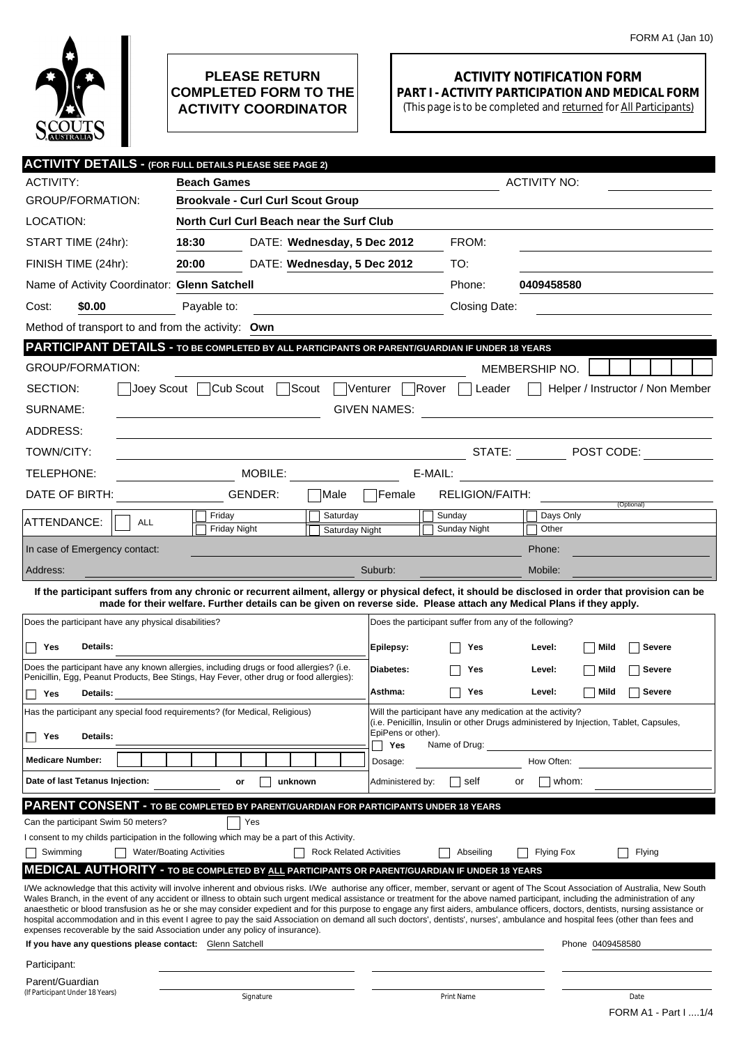FORM A1 (Jan 10)

**PLEASE RETURN COMPLETED FORM TO THE ACTIVITY COORDINATOR**

# ACTIVITY NOTIFICATION FORM

## PART I - ACTIVITY PARTICIPATION AND MEDICAL FORM

(This page is to be completed and returned for All Participants)

## ACTIVITY DETAILS - (FOR FULL DETAILS PLEASE SEE PAGE 2)

ACTIVITY: **Beach Games** ACTIVITY NO:

GROUP/FORMATION: **Brookvale - Curl Curl Scout Group**

LOCATION: **North Curl Curl Beach near the Surf Club**

START TIME (24hr): **18:30** DATE: **Wednesday, 5 Dec 2012** FROM:

FINISH TIME (24hr): **20:00** DATE: **Wednesday, 5 Dec 2012** TO:

Name of Activity Coordinator: **Glenn Satchell** Phone: **0409458580**

Cost: **$0.00** Payable to: Closing Date:

Method of transport to and from the activity: **Own**

## PARTICIPANT DETAILS - TO BE COMPLETED BY ALL PARTICIPANTS OR PARENT/GUARDIAN IF UNDER 18 YEARS

GROUP/FORMATION: MEMBERSHIP NO.

SECTION: ☐ Joey Scout ☐ Cub Scout ☐ Scout ☐ Venturer ☐ Rover ☐ Leader ☐ Helper / Instructor / Non Member

SURNAME: GIVEN NAMES:

ADDRESS:

TOWN/CITY: STATE: POST CODE:

TELEPHONE: MOBILE: E-MAIL:

DATE OF BIRTH: GENDER: ☐ Male ☐ Female RELIGION/FAITH: (Optional)

ATTENDANCE: ☐ ALL ☐ Friday ☐ Friday Night ☐ Saturday ☐ Saturday Night ☐ Sunday ☐ Sunday Night ☐ Days Only ☐ Other

In case of Emergency contact: Phone:

Address: Suburb: Mobile:

**If the participant suffers from any chronic or recurrent ailment, allergy or physical defect, it should be disclosed in order that provision can be made for their welfare. Further details can be given on reverse side. Please attach any Medical Plans if they apply.**

Does the participant have any physical disabilities?

☐ **Yes** **Details:**

Does the participant have any known allergies, including drugs or food allergies? (i.e. Penicillin, Egg, Peanut Products, Bee Stings, Hay Fever, other drug or food allergies):

☐ **Yes** **Details:**

Has the participant any special food requirements? (for Medical, Religious)

☐ **Yes** **Details:**

**Medicare Number:**

**Date of last Tetanus Injection:** or ☐ **unknown**

Does the participant suffer from any of the following?

| | | | | |
|---|---|---|---|---|
| **Epilepsy:** | ☐ **Yes** | **Level:** | ☐ **Mild** | ☐ **Severe** |
| **Diabetes:** | ☐ **Yes** | **Level:** | ☐ **Mild** | ☐ **Severe** |
| **Asthma:** | ☐ **Yes** | **Level:** | ☐ **Mild** | ☐ **Severe** |

Will the participant have any medication at the activity?
(i.e. Penicillin, Insulin or other Drugs administered by Injection, Tablet, Capsules, EpiPens or other).

☐ **Yes** Name of Drug:

Dosage: How Often:

Administered by: ☐ self or ☐ whom:

## PARENT CONSENT - TO BE COMPLETED BY PARENT/GUARDIAN FOR PARTICIPANTS UNDER 18 YEARS

Can the participant Swim 50 meters? ☐ Yes

I consent to my childs participation in the following which may be a part of this Activity.

☐ Swimming ☐ Water/Boating Activities ☐ Rock Related Activities ☐ Abseiling ☐ Flying Fox ☐ Flying

## MEDICAL AUTHORITY - TO BE COMPLETED BY ALL PARTICIPANTS OR PARENT/GUARDIAN IF UNDER 18 YEARS

I/We acknowledge that this activity will involve inherent and obvious risks. I/We authorise any officer, member, servant or agent of The Scout Association of Australia, New South Wales Branch, in the event of any accident or illness to obtain such urgent medical assistance or treatment for the above named participant, including the administration of any anaesthetic or blood transfusion as he or she may consider expedient and for this purpose to engage any first aiders, ambulance officers, doctors, dentists, nursing assistance or hospital accommodation and in this event I agree to pay the said Association on demand all such doctors', dentists', nurses', ambulance and hospital fees (other than fees and expenses recoverable by the said Association under any policy of insurance).

**If you have any questions please contact:** Glenn Satchell Phone 0409458580

| | Signature | Print Name | Date |
|---|---|---|---|
| Participant: | | | |
| Parent/Guardian (If Participant Under 18 Years) | | | |

FORM A1 - Part I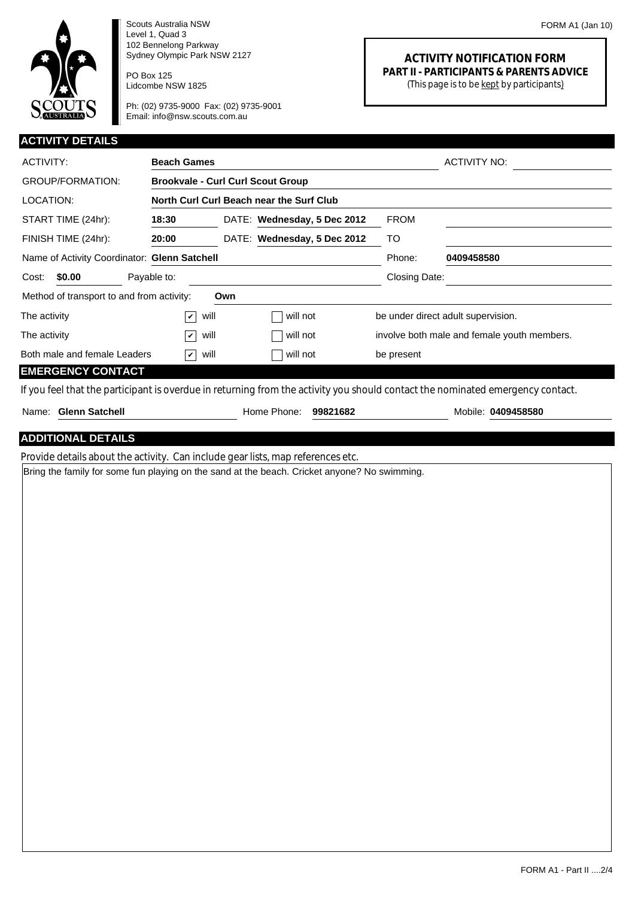Scouts Australia NSW
Level 1, Quad 3
102 Bennelong Parkway
Sydney Olympic Park NSW 2127

PO Box 125
Lidcombe NSW 1825

Ph: (02) 9735-9000 Fax: (02) 9735-9001
Email: info@nsw.scouts.com.au

FORM A1 (Jan 10)

# ACTIVITY NOTIFICATION FORM
## PART II - PARTICIPANTS & PARENTS ADVICE
*(This page is to be kept by participants)*

## ACTIVITY DETAILS

ACTIVITY: **Beach Games** ACTIVITY NO:

GROUP/FORMATION: **Brookvale - Curl Curl Scout Group**

LOCATION: **North Curl Curl Beach near the Surf Club**

START TIME (24hr): **18:30** DATE: **Wednesday, 5 Dec 2012** FROM

FINISH TIME (24hr): **20:00** DATE: **Wednesday, 5 Dec 2012** TO

Name of Activity Coordinator: **Glenn Satchell** Phone: **0409458580**

Cost: **$0.00** Payable to: Closing Date:

Method of transport to and from activity: **Own**

The activity ☑ will ☐ will not be under direct adult supervision.

The activity ☑ will ☐ will not involve both male and female youth members.

Both male and female Leaders ☑ will ☐ will not be present

## EMERGENCY CONTACT

If you feel that the participant is overdue in returning from the activity you should contact the nominated emergency contact.

Name: **Glenn Satchell** Home Phone: **99821682** Mobile: **0409458580**

## ADDITIONAL DETAILS

Provide details about the activity. Can include gear lists, map references etc.

Bring the family for some fun playing on the sand at the beach. Cricket anyone? No swimming.